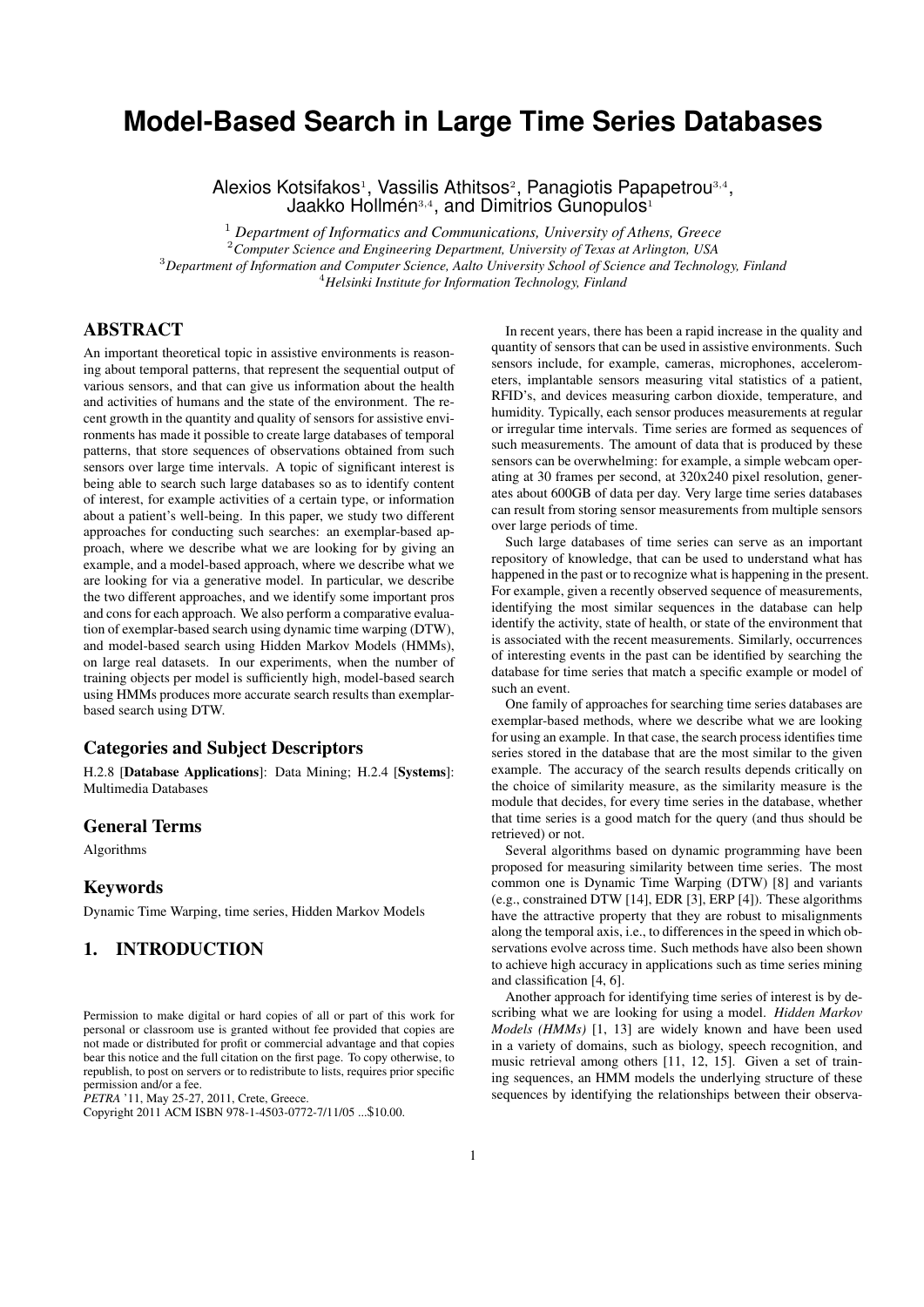# Model-Based Search in Large Time Series Databases

Alexios Kotsifakos[1], Vassilis Athitsos[2], Panagiotis Papapetrou[3,4], Jaakko Hollmén[3,4], and Dimitrios Gunopulos[1]

[1] *Department of Informatics and Communications, University of Athens, Greece*
[2] *Computer Science and Engineering Department, University of Texas at Arlington, USA*
[3] *Department of Information and Computer Science, Aalto University School of Science and Technology, Finland*
[4] *Helsinki Institute for Information Technology, Finland*

## ABSTRACT

An important theoretical topic in assistive environments is reasoning about temporal patterns, that represent the sequential output of various sensors, and that can give us information about the health and activities of humans and the state of the environment. The recent growth in the quantity and quality of sensors for assistive environments has made it possible to create large databases of temporal patterns, that store sequences of observations obtained from such sensors over large time intervals. A topic of significant interest is being able to search such large databases so as to identify content of interest, for example activities of a certain type, or information about a patient's well-being. In this paper, we study two different approaches for conducting such searches: an exemplar-based approach, where we describe what we are looking for by giving an example, and a model-based approach, where we describe what we are looking for via a generative model. In particular, we describe the two different approaches, and we identify some important pros and cons for each approach. We also perform a comparative evaluation of exemplar-based search using dynamic time warping (DTW), and model-based search using Hidden Markov Models (HMMs), on large real datasets. In our experiments, when the number of training objects per model is sufficiently high, model-based search using HMMs produces more accurate search results than exemplar-based search using DTW.

### Categories and Subject Descriptors

H.2.8 [**Database Applications**]: Data Mining; H.2.4 [**Systems**]: Multimedia Databases

### General Terms

Algorithms

### Keywords

Dynamic Time Warping, time series, Hidden Markov Models

## 1. INTRODUCTION

Permission to make digital or hard copies of all or part of this work for personal or classroom use is granted without fee provided that copies are not made or distributed for profit or commercial advantage and that copies bear this notice and the full citation on the first page. To copy otherwise, to republish, to post on servers or to redistribute to lists, requires prior specific permission and/or a fee.
*PETRA* '11, May 25-27, 2011, Crete, Greece.
Copyright 2011 ACM ISBN 978-1-4503-0772-7/11/05 ...$10.00.

In recent years, there has been a rapid increase in the quality and quantity of sensors that can be used in assistive environments. Such sensors include, for example, cameras, microphones, accelerometers, implantable sensors measuring vital statistics of a patient, RFID's, and devices measuring carbon dioxide, temperature, and humidity. Typically, each sensor produces measurements at regular or irregular time intervals. Time series are formed as sequences of such measurements. The amount of data that is produced by these sensors can be overwhelming: for example, a simple webcam operating at 30 frames per second, at 320x240 pixel resolution, generates about 600GB of data per day. Very large time series databases can result from storing sensor measurements from multiple sensors over large periods of time.

Such large databases of time series can serve as an important repository of knowledge, that can be used to understand what has happened in the past or to recognize what is happening in the present. For example, given a recently observed sequence of measurements, identifying the most similar sequences in the database can help identify the activity, state of health, or state of the environment that is associated with the recent measurements. Similarly, occurrences of interesting events in the past can be identified by searching the database for time series that match a specific example or model of such an event.

One family of approaches for searching time series databases are exemplar-based methods, where we describe what we are looking for using an example. In that case, the search process identifies time series stored in the database that are the most similar to the given example. The accuracy of the search results depends critically on the choice of similarity measure, as the similarity measure is the module that decides, for every time series in the database, whether that time series is a good match for the query (and thus should be retrieved) or not.

Several algorithms based on dynamic programming have been proposed for measuring similarity between time series. The most common one is Dynamic Time Warping (DTW) [8] and variants (e.g., constrained DTW [14], EDR [3], ERP [4]). These algorithms have the attractive property that they are robust to misalignments along the temporal axis, i.e., to differences in the speed in which observations evolve across time. Such methods have also been shown to achieve high accuracy in applications such as time series mining and classification [4, 6].

Another approach for identifying time series of interest is by describing what we are looking for using a model. *Hidden Markov Models (HMMs)* [1, 13] are widely known and have been used in a variety of domains, such as biology, speech recognition, and music retrieval among others [11, 12, 15]. Given a set of training sequences, an HMM models the underlying structure of these sequences by identifying the relationships between their observa-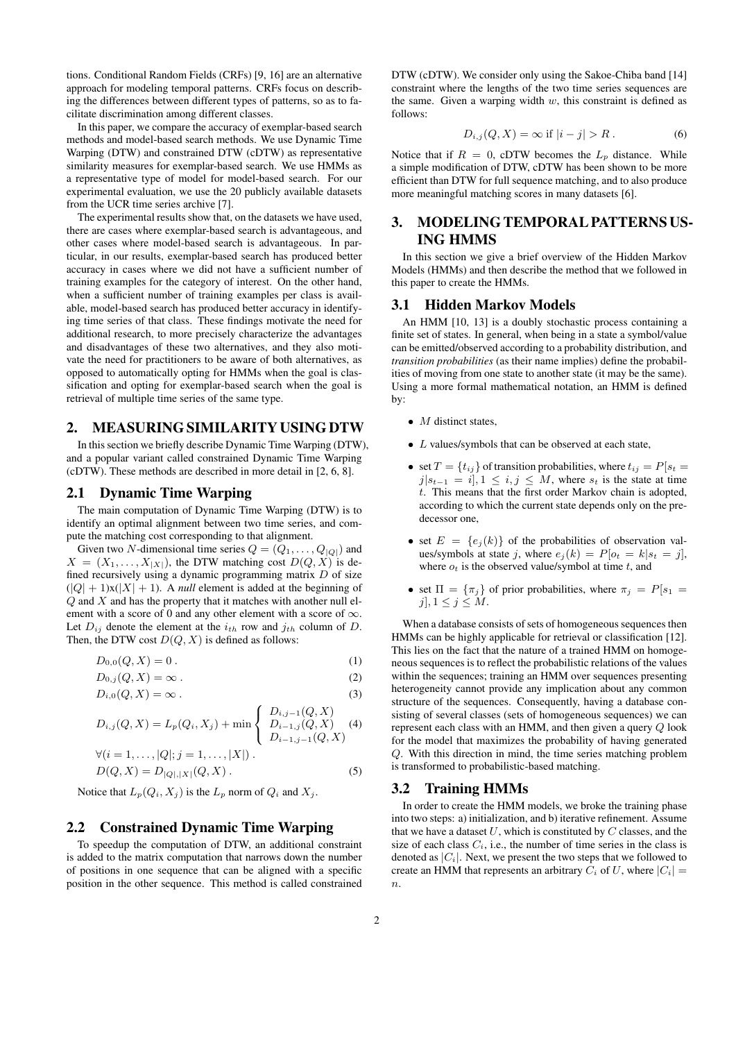tions. Conditional Random Fields (CRFs) [9, 16] are an alternative approach for modeling temporal patterns. CRFs focus on describing the differences between different types of patterns, so as to facilitate discrimination among different classes.

In this paper, we compare the accuracy of exemplar-based search methods and model-based search methods. We use Dynamic Time Warping (DTW) and constrained DTW (cDTW) as representative similarity measures for exemplar-based search. We use HMMs as a representative type of model for model-based search. For our experimental evaluation, we use the 20 publicly available datasets from the UCR time series archive [7].

The experimental results show that, on the datasets we have used, there are cases where exemplar-based search is advantageous, and other cases where model-based search is advantageous. In particular, in our results, exemplar-based search has produced better accuracy in cases where we did not have a sufficient number of training examples for the category of interest. On the other hand, when a sufficient number of training examples per class is available, model-based search has produced better accuracy in identifying time series of that class. These findings motivate the need for additional research, to more precisely characterize the advantages and disadvantages of these two alternatives, and they also motivate the need for practitioners to be aware of both alternatives, as opposed to automatically opting for HMMs when the goal is classification and opting for exemplar-based search when the goal is retrieval of multiple time series of the same type.

## 2. MEASURING SIMILARITY USING DTW

In this section we briefly describe Dynamic Time Warping (DTW), and a popular variant called constrained Dynamic Time Warping (cDTW). These methods are described in more detail in [2, 6, 8].

### 2.1 Dynamic Time Warping

The main computation of Dynamic Time Warping (DTW) is to identify an optimal alignment between two time series, and compute the matching cost corresponding to that alignment.

Given two $N$-dimensional time series $Q = (Q_1, \ldots, Q_{|Q|})$ and $X = (X_1, \ldots, X_{|X|})$, the DTW matching cost $D(Q, X)$ is defined recursively using a dynamic programming matrix $D$ of size $(|Q| + 1)$x$(|X| + 1)$. A *null* element is added at the beginning of $Q$ and $X$ and has the property that it matches with another null element with a score of 0 and any other element with a score of $\infty$. Let $D_{ij}$ denote the element at the $i_{th}$ row and $j_{th}$ column of $D$. Then, the DTW cost $D(Q, X)$ is defined as follows:

$$D_{0,0}(Q, X) = 0 \,. \tag{1}$$

$$D_{0,j}(Q, X) = \infty \,. \tag{2}$$

$$D_{i,0}(Q, X) = \infty \,. \tag{3}$$

$$D_{i,j}(Q, X) = L_p(Q_i, X_j) + \min \left\{ \begin{array}{l} D_{i,j-1}(Q, X) \\ D_{i-1,j}(Q, X) \\ D_{i-1,j-1}(Q, X) \end{array} \right. \tag{4}$$

$$\forall (i = 1, \ldots, |Q|; j = 1, \ldots, |X|) \,.$$

$$D(Q, X) = D_{|Q|,|X|}(Q, X) \,. \tag{5}$$

Notice that $L_p(Q_i, X_j)$ is the $L_p$ norm of $Q_i$ and $X_j$.

### 2.2 Constrained Dynamic Time Warping

To speedup the computation of DTW, an additional constraint is added to the matrix computation that narrows down the number of positions in one sequence that can be aligned with a specific position in the other sequence. This method is called constrained DTW (cDTW). We consider only using the Sakoe-Chiba band [14] constraint where the lengths of the two time series sequences are the same. Given a warping width $w$, this constraint is defined as follows:

$$D_{i,j}(Q, X) = \infty \text{ if } |i - j| > R \,. \tag{6}$$

Notice that if $R = 0$, cDTW becomes the $L_p$ distance. While a simple modification of DTW, cDTW has been shown to be more efficient than DTW for full sequence matching, and to also produce more meaningful matching scores in many datasets [6].

## 3. MODELING TEMPORAL PATTERNS USING HMMS

In this section we give a brief overview of the Hidden Markov Models (HMMs) and then describe the method that we followed in this paper to create the HMMs.

### 3.1 Hidden Markov Models

An HMM [10, 13] is a doubly stochastic process containing a finite set of states. In general, when being in a state a symbol/value can be emitted/observed according to a probability distribution, and *transition probabilities* (as their name implies) define the probabilities of moving from one state to another state (it may be the same). Using a more formal mathematical notation, an HMM is defined by:

- $M$ distinct states,
- $L$ values/symbols that can be observed at each state,
- set $T = \{t_{ij}\}$ of transition probabilities, where $t_{ij} = P[s_t = j | s_{t-1} = i], 1 \leq i, j \leq M$, where $s_t$ is the state at time $t$. This means that the first order Markov chain is adopted, according to which the current state depends only on the predecessor one,
- set $E = \{e_j(k)\}$ of the probabilities of observation values/symbols at state $j$, where $e_j(k) = P[o_t = k | s_t = j]$, where $o_t$ is the observed value/symbol at time $t$, and
- set $\Pi = \{\pi_j\}$ of prior probabilities, where $\pi_j = P[s_1 = j], 1 \leq j \leq M$.

When a database consists of sets of homogeneous sequences then HMMs can be highly applicable for retrieval or classification [12]. This lies on the fact that the nature of a trained HMM on homogeneous sequences is to reflect the probabilistic relations of the values within the sequences; training an HMM over sequences presenting heterogeneity cannot provide any implication about any common structure of the sequences. Consequently, having a database consisting of several classes (sets of homogeneous sequences) we can represent each class with an HMM, and then given a query $Q$ look for the model that maximizes the probability of having generated $Q$. With this direction in mind, the time series matching problem is transformed to probabilistic-based matching.

### 3.2 Training HMMs

In order to create the HMM models, we broke the training phase into two steps: a) initialization, and b) iterative refinement. Assume that we have a dataset $U$, which is constituted by $C$ classes, and the size of each class $C_i$, i.e., the number of time series in the class is denoted as $|C_i|$. Next, we present the two steps that we followed to create an HMM that represents an arbitrary $C_i$ of $U$, where $|C_i| = n$.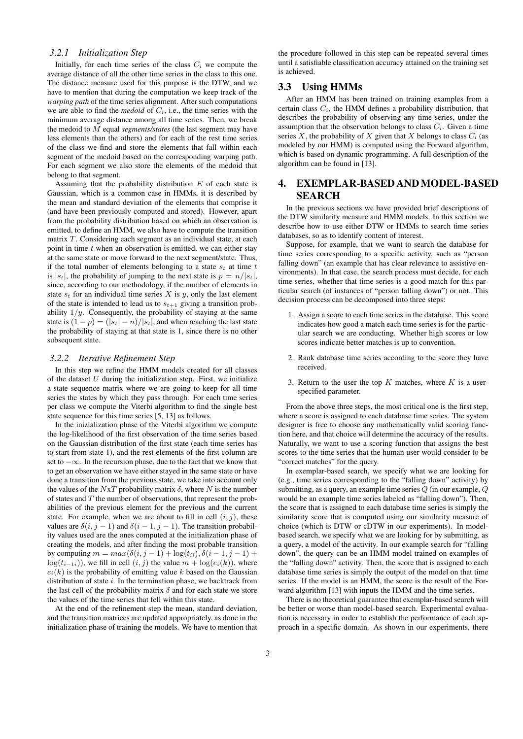#### 3.2.1 Initialization Step

Initially, for each time series of the class $C_i$ we compute the average distance of all the other time series in the class to this one. The distance measure used for this purpose is the DTW, and we have to mention that during the computation we keep track of the *warping path* of the time series alignment. After such computations we are able to find the *medoid* of $C_i$, i.e., the time series with the minimum average distance among all time series. Then, we break the medoid to $M$ equal *segments/states* (the last segment may have less elements than the others) and for each of the rest time series of the class we find and store the elements that fall within each segment of the medoid based on the corresponding warping path. For each segment we also store the elements of the medoid that belong to that segment.

Assuming that the probability distribution $E$ of each state is Gaussian, which is a common case in HMMs, it is described by the mean and standard deviation of the elements that comprise it (and have been previously computed and stored). However, apart from the probability distribution based on which an observation is emitted, to define an HMM, we also have to compute the transition matrix $T$. Considering each segment as an individual state, at each point in time $t$ when an observation is emitted, we can either stay at the same state or move forward to the next segment/state. Thus, if the total number of elements belonging to a state $s_t$ at time $t$ is $|s_t|$, the probability of jumping to the next state is $p = n/|s_t|$, since, according to our methodology, if the number of elements in state $s_t$ for an individual time series $X$ is $y$, only the last element of the state is intended to lead us to $s_{t+1}$ giving a transition probability $1/y$. Consequently, the probability of staying at the same state is $(1-p) = (|s_t| - n)/|s_t|$, and when reaching the last state the probability of staying at that state is 1, since there is no other subsequent state.

#### 3.2.2 Iterative Refinement Step

In this step we refine the HMM models created for all classes of the dataset $U$ during the initialization step. First, we initialize a state sequence matrix where we are going to keep for all time series the states by which they pass through. For each time series per class we compute the Viterbi algorithm to find the single best state sequence for this time series [5, 13] as follows.

In the inizialization phase of the Viterbi algorithm we compute the log-likelihood of the first observation of the time series based on the Gaussian distribution of the first state (each time series has to start from state 1), and the rest elements of the first column are set to $-\infty$. In the recursion phase, due to the fact that we know that to get an observation we have either stayed in the same state or have done a transition from the previous state, we take into account only the values of the $N$x$T$ probability matrix $\delta$, where $N$ is the number of states and $T$ the number of observations, that represent the probabilities of the previous element for the previous and the current state. For example, when we are about to fill in cell $(i, j)$, these values are $\delta(i, j-1)$ and $\delta(i-1, j-1)$. The transition probability values used are the ones computed at the initialization phase of creating the models, and after finding the most probable transition by computing $m = max(\delta(i, j-1) + \log(t_{ii}), \delta(i-1, j-1) + \log(t_{i-1i}))$, we fill in cell $(i, j)$ the value $m + \log(e_i(k))$, where $e_i(k)$ is the probability of emitting value $k$ based on the Gaussian distribution of state $i$. In the termination phase, we backtrack from the last cell of the probability matrix $\delta$ and for each state we store the values of the time series that fell within this state.

At the end of the refinement step the mean, standard deviation, and the transition matrices are updated appropriately, as done in the initialization phase of training the models. We have to mention that the procedure followed in this step can be repeated several times until a satisfiable classification accuracy attained on the training set is achieved.

### 3.3 Using HMMs

After an HMM has been trained on training examples from a certain class $C_i$, the HMM defines a probability distribution, that describes the probability of observing any time series, under the assumption that the observation belongs to class $C_i$. Given a time series $X$, the probability of $X$ given that $X$ belongs to class $C_i$ (as modeled by our HMM) is computed using the Forward algorithm, which is based on dynamic programming. A full description of the algorithm can be found in [13].

## 4. EXEMPLAR-BASED AND MODEL-BASED SEARCH

In the previous sections we have provided brief descriptions of the DTW similarity measure and HMM models. In this section we describe how to use either DTW or HMMs to search time series databases, so as to identify content of interest.

Suppose, for example, that we want to search the database for time series corresponding to a specific activity, such as "person falling down" (an example that has clear relevance to assistive environments). In that case, the search process must decide, for each time series, whether that time series is a good match for this particular search (of instances of "person falling down") or not. This decision process can be decomposed into three steps:

1. Assign a score to each time series in the database. This score indicates how good a match each time series is for the particular search we are conducting. Whether high scores or low scores indicate better matches is up to convention.
2. Rank database time series according to the score they have received.
3. Return to the user the top $K$ matches, where $K$ is a user-specified parameter.

From the above three steps, the most critical one is the first step, where a score is assigned to each database time series. The system designer is free to choose any mathematically valid scoring function here, and that choice will determine the accuracy of the results. Naturally, we want to use a scoring function that assigns the best scores to the time series that the human user would consider to be "correct matches" for the query.

In exemplar-based search, we specify what we are looking for (e.g., time series corresponding to the "falling down" activity) by submitting, as a query, an example time series $Q$ (in our example, $Q$ would be an example time series labeled as "falling down"). Then, the score that is assigned to each database time series is simply the similarity score that is computed using our similarity measure of choice (which is DTW or cDTW in our experiments). In model-based search, we specify what we are looking for by submitting, as a query, a model of the activity. In our example search for "falling down", the query can be an HMM model trained on examples of the "falling down" activity. Then, the score that is assigned to each database time series is simply the output of the model on that time series. If the model is an HMM, the score is the result of the Forward algorithm [13] with inputs the HMM and the time series.

There is no theoretical guarantee that exemplar-based search will be better or worse than model-based search. Experimental evaluation is necessary in order to establish the performance of each approach in a specific domain. As shown in our experiments, there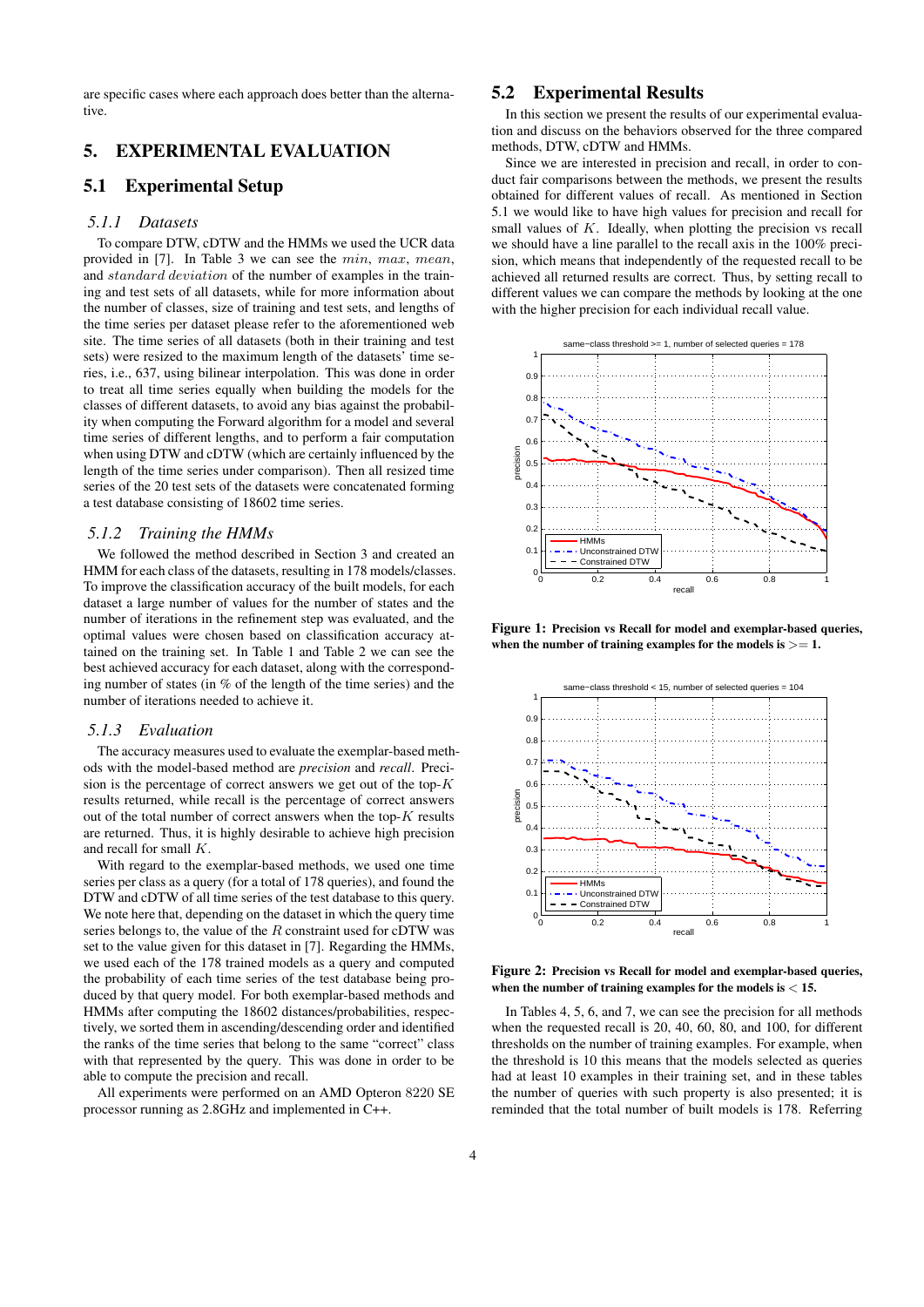are specific cases where each approach does better than the alternative.

## 5. EXPERIMENTAL EVALUATION

### 5.1 Experimental Setup

#### 5.1.1 Datasets

To compare DTW, cDTW and the HMMs we used the UCR data provided in [7]. In Table 3 we can see the $min$, $max$, $mean$, and $standard\ deviation$ of the number of examples in the training and test sets of all datasets, while for more information about the number of classes, size of training and test sets, and lengths of the time series per dataset please refer to the aforementioned web site. The time series of all datasets (both in their training and test sets) were resized to the maximum length of the datasets' time series, i.e., 637, using bilinear interpolation. This was done in order to treat all time series equally when building the models for the classes of different datasets, to avoid any bias against the probability when computing the Forward algorithm for a model and several time series of different lengths, and to perform a fair computation when using DTW and cDTW (which are certainly influenced by the length of the time series under comparison). Then all resized time series of the 20 test sets of the datasets were concatenated forming a test database consisting of 18602 time series.

#### 5.1.2 Training the HMMs

We followed the method described in Section 3 and created an HMM for each class of the datasets, resulting in 178 models/classes. To improve the classification accuracy of the built models, for each dataset a large number of values for the number of states and the number of iterations in the refinement step was evaluated, and the optimal values were chosen based on classification accuracy attained on the training set. In Table 1 and Table 2 we can see the best achieved accuracy for each dataset, along with the corresponding number of states (in % of the length of the time series) and the number of iterations needed to achieve it.

#### 5.1.3 Evaluation

The accuracy measures used to evaluate the exemplar-based methods with the model-based method are *precision* and *recall*. Precision is the percentage of correct answers we get out of the top-$K$ results returned, while recall is the percentage of correct answers out of the total number of correct answers when the top-$K$ results are returned. Thus, it is highly desirable to achieve high precision and recall for small $K$.

With regard to the exemplar-based methods, we used one time series per class as a query (for a total of 178 queries), and found the DTW and cDTW of all time series of the test database to this query. We note here that, depending on the dataset in which the query time series belongs to, the value of the $R$ constraint used for cDTW was set to the value given for this dataset in [7]. Regarding the HMMs, we used each of the 178 trained models as a query and computed the probability of each time series of the test database being produced by that query model. For both exemplar-based methods and HMMs after computing the 18602 distances/probabilities, respectively, we sorted them in ascending/descending order and identified the ranks of the time series that belong to the same "correct" class with that represented by the query. This was done in order to be able to compute the precision and recall.

All experiments were performed on an AMD Opteron 8220 SE processor running as 2.8GHz and implemented in C++.

### 5.2 Experimental Results

In this section we present the results of our experimental evaluation and discuss on the behaviors observed for the three compared methods, DTW, cDTW and HMMs.

Since we are interested in precision and recall, in order to conduct fair comparisons between the methods, we present the results obtained for different values of recall. As mentioned in Section 5.1 we would like to have high values for precision and recall for small values of $K$. Ideally, when plotting the precision vs recall we should have a line parallel to the recall axis in the 100% precision, which means that independently of the requested recall to be achieved all returned results are correct. Thus, by setting recall to different values we can compare the methods by looking at the one with the higher precision for each individual recall value.

**Figure 1: Precision vs Recall for model and exemplar-based queries, when the number of training examples for the models is $>= 1$.**

**Figure 2: Precision vs Recall for model and exemplar-based queries, when the number of training examples for the models is $< 15$.**

In Tables 4, 5, 6, and 7, we can see the precision for all methods when the requested recall is 20, 40, 60, 80, and 100, for different thresholds on the number of training examples. For example, when the threshold is 10 this means that the models selected as queries had at least 10 examples in their training set, and in these tables the number of queries with such property is also presented; it is reminded that the total number of built models is 178. Referring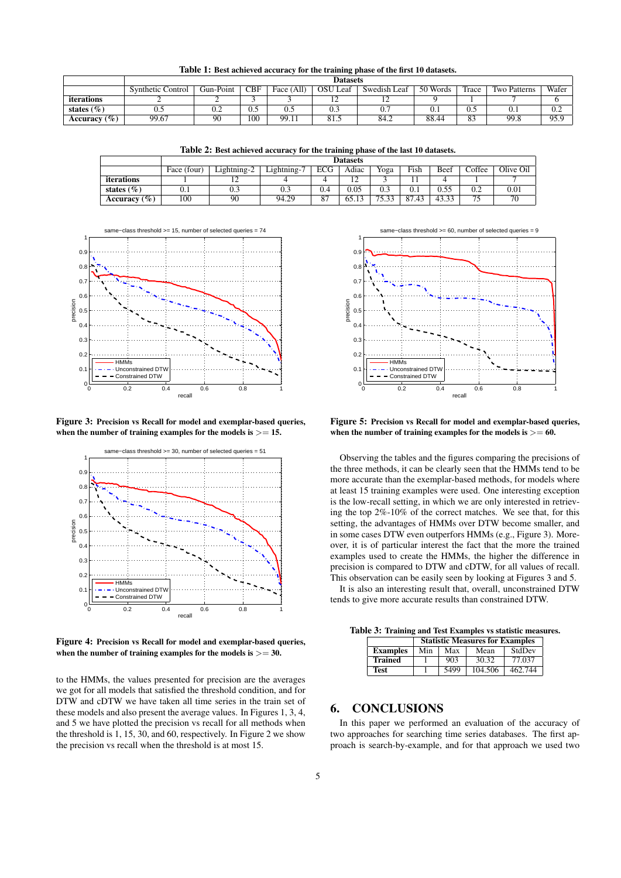**Table 1: Best achieved accuracy for the training phase of the first 10 datasets.**

| | Datasets | | | | | | | | | |
|---|---|---|---|---|---|---|---|---|---|---|
| | Synthetic Control | Gun-Point | CBF | Face (All) | OSU Leaf | Swedish Leaf | 50 Words | Trace | Two Patterns | Wafer |
| **iterations** | 2 | 2 | 3 | 3 | 12 | 12 | 9 | 1 | 7 | 6 |
| **states (%)** | 0.5 | 0.2 | 0.5 | 0.5 | 0.3 | 0.7 | 0.1 | 0.5 | 0.1 | 0.2 |
| **Accuracy (%)** | 99.67 | 90 | 100 | 99.11 | 81.5 | 84.2 | 88.44 | 83 | 99.8 | 95.9 |

**Table 2: Best achieved accuracy for the training phase of the last 10 datasets.**

| | Datasets | | | | | | | | | |
|---|---|---|---|---|---|---|---|---|---|---|
| | Face (four) | Lightning-2 | Lightning-7 | ECG | Adiac | Yoga | Fish | Beef | Coffee | Olive Oil |
| **iterations** | 1 | 12 | 4 | 4 | 12 | 3 | 11 | 4 | 1 | 7 |
| **states (%)** | 0.1 | 0.3 | 0.3 | 0.4 | 0.05 | 0.3 | 0.1 | 0.55 | 0.2 | 0.01 |
| **Accuracy (%)** | 100 | 90 | 94.29 | 87 | 65.13 | 75.33 | 87.43 | 43.33 | 75 | 70 |

**Figure 3: Precision vs Recall for model and exemplar-based queries, when the number of training examples for the models is >= 15.**

**Figure 4: Precision vs Recall for model and exemplar-based queries, when the number of training examples for the models is >= 30.**

to the HMMs, the values presented for precision are the averages we got for all models that satisfied the threshold condition, and for DTW and cDTW we have taken all time series in the train set of these models and also present the average values. In Figures 1, 3, 4, and 5 we have plotted the precision vs recall for all methods when the threshold is 1, 15, 30, and 60, respectively. In Figure 2 we show the precision vs recall when the threshold is at most 15.

**Figure 5: Precision vs Recall for model and exemplar-based queries, when the number of training examples for the models is >= 60.**

Observing the tables and the figures comparing the precisions of the three methods, it can be clearly seen that the HMMs tend to be more accurate than the exemplar-based methods, for models where at least 15 training examples were used. One interesting exception is the low-recall setting, in which we are only interested in retrieving the top 2%-10% of the correct matches. We see that, for this setting, the advantages of HMMs over DTW become smaller, and in some cases DTW even outperfors HMMs (e.g., Figure 3). Moreover, it is of particular interest the fact that the more the trained examples used to create the HMMs, the higher the difference in precision is compared to DTW and cDTW, for all values of recall. This observation can be easily seen by looking at Figures 3 and 5.

It is also an interesting result that, overall, unconstrained DTW tends to give more accurate results than constrained DTW.

**Table 3: Training and Test Examples vs statistic measures.**

| | Statistic Measures for Examples | | | |
|---|---|---|---|---|
| **Examples** | Min | Max | Mean | StdDev |
| **Trained** | 1 | 903 | 30.32 | 77.037 |
| **Test** | 1 | 5499 | 104.506 | 462.744 |

# 6. CONCLUSIONS

In this paper we performed an evaluation of the accuracy of two approaches for searching time series databases. The first approach is search-by-example, and for that approach we used two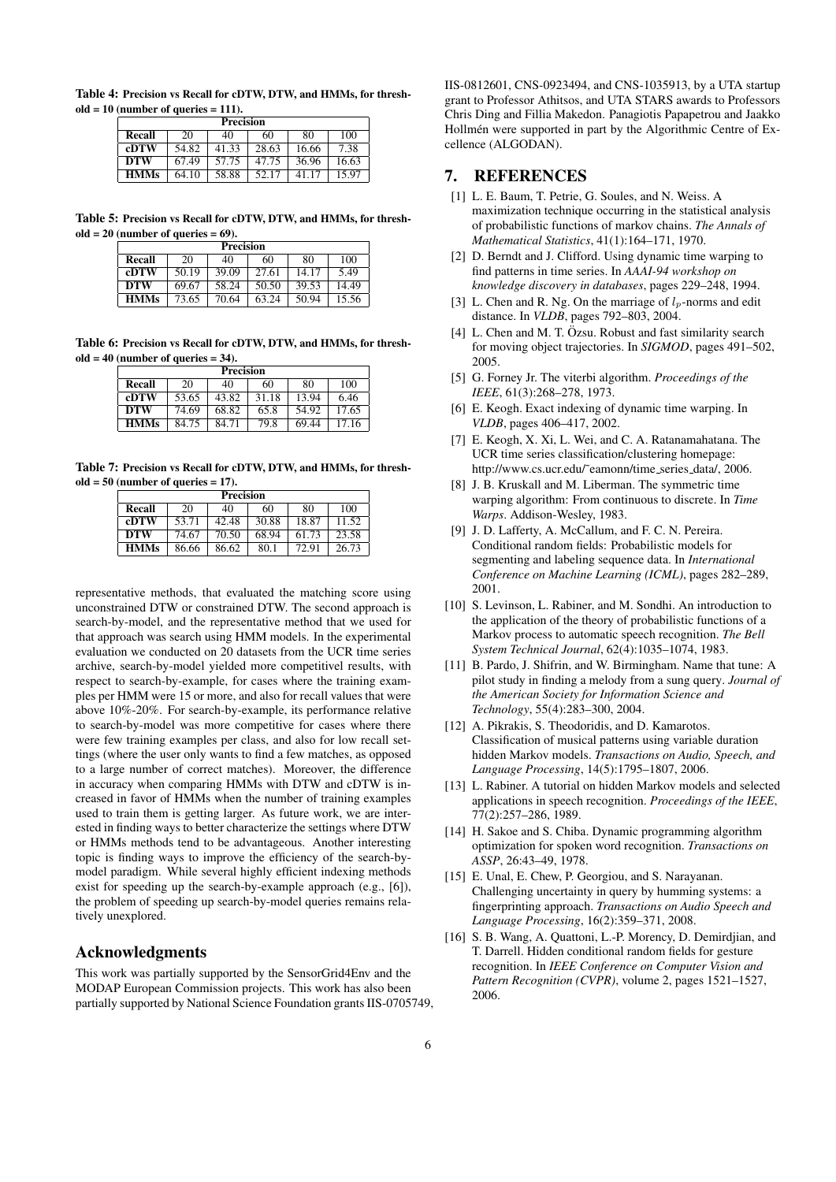**Table 4: Precision vs Recall for cDTW, DTW, and HMMs, for threshold = 10 (number of queries = 111).**

| | Precision | | | | |
|---|---|---|---|---|---|
| **Recall** | 20 | 40 | 60 | 80 | 100 |
| **cDTW** | 54.82 | 41.33 | 28.63 | 16.66 | 7.38 |
| **DTW** | 67.49 | 57.75 | 47.75 | 36.96 | 16.63 |
| **HMMs** | 64.10 | 58.88 | 52.17 | 41.17 | 15.97 |

**Table 5: Precision vs Recall for cDTW, DTW, and HMMs, for threshold = 20 (number of queries = 69).**

| | Precision | | | | |
|---|---|---|---|---|---|
| **Recall** | 20 | 40 | 60 | 80 | 100 |
| **cDTW** | 50.19 | 39.09 | 27.61 | 14.17 | 5.49 |
| **DTW** | 69.67 | 58.24 | 50.50 | 39.53 | 14.49 |
| **HMMs** | 73.65 | 70.64 | 63.24 | 50.94 | 15.56 |

**Table 6: Precision vs Recall for cDTW, DTW, and HMMs, for threshold = 40 (number of queries = 34).**

| | Precision | | | | |
|---|---|---|---|---|---|
| **Recall** | 20 | 40 | 60 | 80 | 100 |
| **cDTW** | 53.65 | 43.82 | 31.18 | 13.94 | 6.46 |
| **DTW** | 74.69 | 68.82 | 65.8 | 54.92 | 17.65 |
| **HMMs** | 84.75 | 84.71 | 79.8 | 69.44 | 17.16 |

**Table 7: Precision vs Recall for cDTW, DTW, and HMMs, for threshold = 50 (number of queries = 17).**

| | Precision | | | | |
|---|---|---|---|---|---|
| **Recall** | 20 | 40 | 60 | 80 | 100 |
| **cDTW** | 53.71 | 42.48 | 30.88 | 18.87 | 11.52 |
| **DTW** | 74.67 | 70.50 | 68.94 | 61.73 | 23.58 |
| **HMMs** | 86.66 | 86.62 | 80.1 | 72.91 | 26.73 |

representative methods, that evaluated the matching score using unconstrained DTW or constrained DTW. The second approach is search-by-model, and the representative method that we used for that approach was search using HMM models. In the experimental evaluation we conducted on 20 datasets from the UCR time series archive, search-by-model yielded more competitivel results, with respect to search-by-example, for cases where the training examples per HMM were 15 or more, and also for recall values that were above 10%-20%. For search-by-example, its performance relative to search-by-model was more competitive for cases where there were few training examples per class, and also for low recall settings (where the user only wants to find a few matches, as opposed to a large number of correct matches). Moreover, the difference in accuracy when comparing HMMs with DTW and cDTW is increased in favor of HMMs when the number of training examples used to train them is getting larger. As future work, we are interested in finding ways to better characterize the settings where DTW or HMMs methods tend to be advantageous. Another interesting topic is finding ways to improve the efficiency of the search-by-model paradigm. While several highly efficient indexing methods exist for speeding up the search-by-example approach (e.g., [6]), the problem of speeding up search-by-model queries remains relatively unexplored.

## Acknowledgments

This work was partially supported by the SensorGrid4Env and the MODAP European Commission projects. This work has also been partially supported by National Science Foundation grants IIS-0705749, IIS-0812601, CNS-0923494, and CNS-1035913, by a UTA startup grant to Professor Athitsos, and UTA STARS awards to Professors Chris Ding and Fillia Makedon. Panagiotis Papapetrou and Jaakko Hollmén were supported in part by the Algorithmic Centre of Excellence (ALGODAN).

## 7. REFERENCES

[1] L. E. Baum, T. Petrie, G. Soules, and N. Weiss. A maximization technique occurring in the statistical analysis of probabilistic functions of markov chains. *The Annals of Mathematical Statistics*, 41(1):164–171, 1970.

[2] D. Berndt and J. Clifford. Using dynamic time warping to find patterns in time series. In *AAAI-94 workshop on knowledge discovery in databases*, pages 229–248, 1994.

[3] L. Chen and R. Ng. On the marriage of $l_p$-norms and edit distance. In *VLDB*, pages 792–803, 2004.

[4] L. Chen and M. T. Özsu. Robust and fast similarity search for moving object trajectories. In *SIGMOD*, pages 491–502, 2005.

[5] G. Forney Jr. The viterbi algorithm. *Proceedings of the IEEE*, 61(3):268–278, 1973.

[6] E. Keogh. Exact indexing of dynamic time warping. In *VLDB*, pages 406–417, 2002.

[7] E. Keogh, X. Xi, L. Wei, and C. A. Ratanamahatana. The UCR time series classification/clustering homepage: http://www.cs.ucr.edu/~eamonn/time_series_data/, 2006.

[8] J. B. Kruskall and M. Liberman. The symmetric time warping algorithm: From continuous to discrete. In *Time Warps*. Addison-Wesley, 1983.

[9] J. D. Lafferty, A. McCallum, and F. C. N. Pereira. Conditional random fields: Probabilistic models for segmenting and labeling sequence data. In *International Conference on Machine Learning (ICML)*, pages 282–289, 2001.

[10] S. Levinson, L. Rabiner, and M. Sondhi. An introduction to the application of the theory of probabilistic functions of a Markov process to automatic speech recognition. *The Bell System Technical Journal*, 62(4):1035–1074, 1983.

[11] B. Pardo, J. Shifrin, and W. Birmingham. Name that tune: A pilot study in finding a melody from a sung query. *Journal of the American Society for Information Science and Technology*, 55(4):283–300, 2004.

[12] A. Pikrakis, S. Theodoridis, and D. Kamarotos. Classification of musical patterns using variable duration hidden Markov models. *Transactions on Audio, Speech, and Language Processing*, 14(5):1795–1807, 2006.

[13] L. Rabiner. A tutorial on hidden Markov models and selected applications in speech recognition. *Proceedings of the IEEE*, 77(2):257–286, 1989.

[14] H. Sakoe and S. Chiba. Dynamic programming algorithm optimization for spoken word recognition. *Transactions on ASSP*, 26:43–49, 1978.

[15] E. Unal, E. Chew, P. Georgiou, and S. Narayanan. Challenging uncertainty in query by humming systems: a fingerprinting approach. *Transactions on Audio Speech and Language Processing*, 16(2):359–371, 2008.

[16] S. B. Wang, A. Quattoni, L.-P. Morency, D. Demirdjian, and T. Darrell. Hidden conditional random fields for gesture recognition. In *IEEE Conference on Computer Vision and Pattern Recognition (CVPR)*, volume 2, pages 1521–1527, 2006.